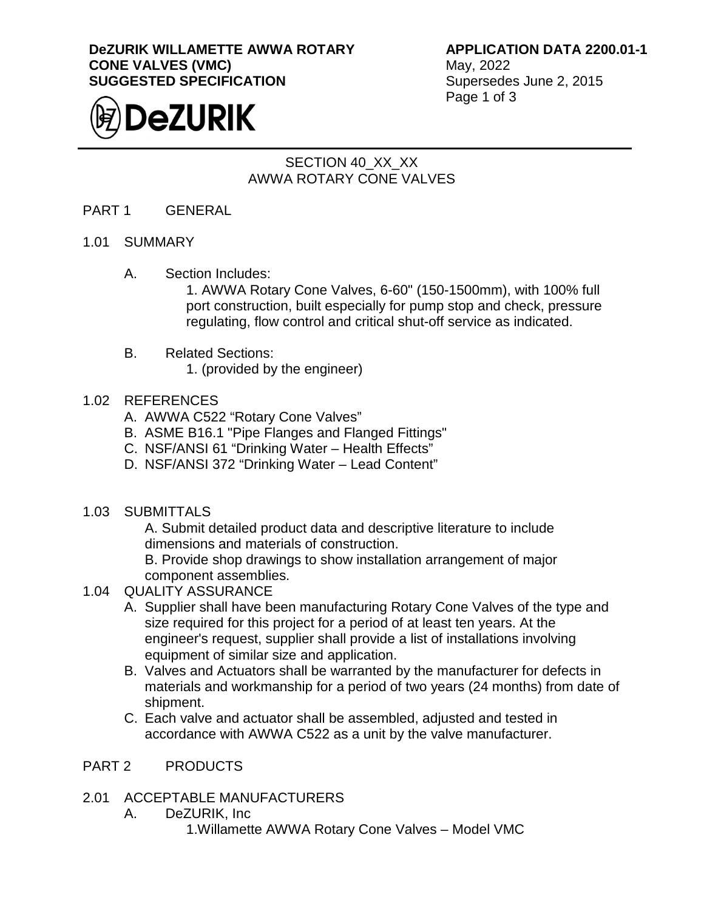**DeZURIK WILLAMETTE AWWA ROTARY CONE VALVES (VMC)**
**SUGGESTED SPECIFICATION**

**APPLICATION DATA 2200.01-1**
May, 2022
Supersedes June 2, 2015

SECTION 40_XX_XX
AWWA ROTARY CONE VALVES

## PART 1 GENERAL

### 1.01 SUMMARY

A. Section Includes:
   1. AWWA Rotary Cone Valves, 6-60" (150-1500mm), with 100% full port construction, built especially for pump stop and check, pressure regulating, flow control and critical shut-off service as indicated.

B. Related Sections:
   1. (provided by the engineer)

### 1.02 REFERENCES

A. AWWA C522 "Rotary Cone Valves"
B. ASME B16.1 "Pipe Flanges and Flanged Fittings"
C. NSF/ANSI 61 "Drinking Water – Health Effects"
D. NSF/ANSI 372 "Drinking Water – Lead Content"

### 1.03 SUBMITTALS

A. Submit detailed product data and descriptive literature to include dimensions and materials of construction.
B. Provide shop drawings to show installation arrangement of major component assemblies.

### 1.04 QUALITY ASSURANCE

A. Supplier shall have been manufacturing Rotary Cone Valves of the type and size required for this project for a period of at least ten years. At the engineer's request, supplier shall provide a list of installations involving equipment of similar size and application.
B. Valves and Actuators shall be warranted by the manufacturer for defects in materials and workmanship for a period of two years (24 months) from date of shipment.
C. Each valve and actuator shall be assembled, adjusted and tested in accordance with AWWA C522 as a unit by the valve manufacturer.

## PART 2 PRODUCTS

### 2.01 ACCEPTABLE MANUFACTURERS

A. DeZURIK, Inc
   1. Willamette AWWA Rotary Cone Valves – Model VMC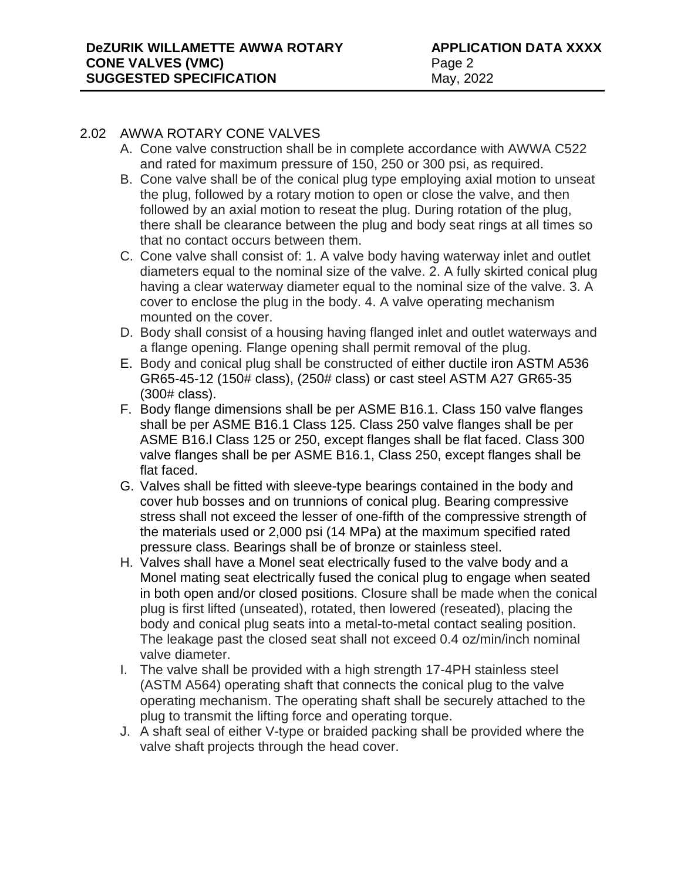2.02 AWWA ROTARY CONE VALVES

A. Cone valve construction shall be in complete accordance with AWWA C522 and rated for maximum pressure of 150, 250 or 300 psi, as required.

B. Cone valve shall be of the conical plug type employing axial motion to unseat the plug, followed by a rotary motion to open or close the valve, and then followed by an axial motion to reseat the plug. During rotation of the plug, there shall be clearance between the plug and body seat rings at all times so that no contact occurs between them.

C. Cone valve shall consist of: 1. A valve body having waterway inlet and outlet diameters equal to the nominal size of the valve. 2. A fully skirted conical plug having a clear waterway diameter equal to the nominal size of the valve. 3. A cover to enclose the plug in the body. 4. A valve operating mechanism mounted on the cover.

D. Body shall consist of a housing having flanged inlet and outlet waterways and a flange opening. Flange opening shall permit removal of the plug.

E. Body and conical plug shall be constructed of either ductile iron ASTM A536 GR65-45-12 (150# class), (250# class) or cast steel ASTM A27 GR65-35 (300# class).

F. Body flange dimensions shall be per ASME B16.1. Class 150 valve flanges shall be per ASME B16.1 Class 125. Class 250 valve flanges shall be per ASME B16.l Class 125 or 250, except flanges shall be flat faced. Class 300 valve flanges shall be per ASME B16.1, Class 250, except flanges shall be flat faced.

G. Valves shall be fitted with sleeve-type bearings contained in the body and cover hub bosses and on trunnions of conical plug. Bearing compressive stress shall not exceed the lesser of one-fifth of the compressive strength of the materials used or 2,000 psi (14 MPa) at the maximum specified rated pressure class. Bearings shall be of bronze or stainless steel.

H. Valves shall have a Monel seat electrically fused to the valve body and a Monel mating seat electrically fused the conical plug to engage when seated in both open and/or closed positions. Closure shall be made when the conical plug is first lifted (unseated), rotated, then lowered (reseated), placing the body and conical plug seats into a metal-to-metal contact sealing position. The leakage past the closed seat shall not exceed 0.4 oz/min/inch nominal valve diameter.

I. The valve shall be provided with a high strength 17-4PH stainless steel (ASTM A564) operating shaft that connects the conical plug to the valve operating mechanism. The operating shaft shall be securely attached to the plug to transmit the lifting force and operating torque.

J. A shaft seal of either V-type or braided packing shall be provided where the valve shaft projects through the head cover.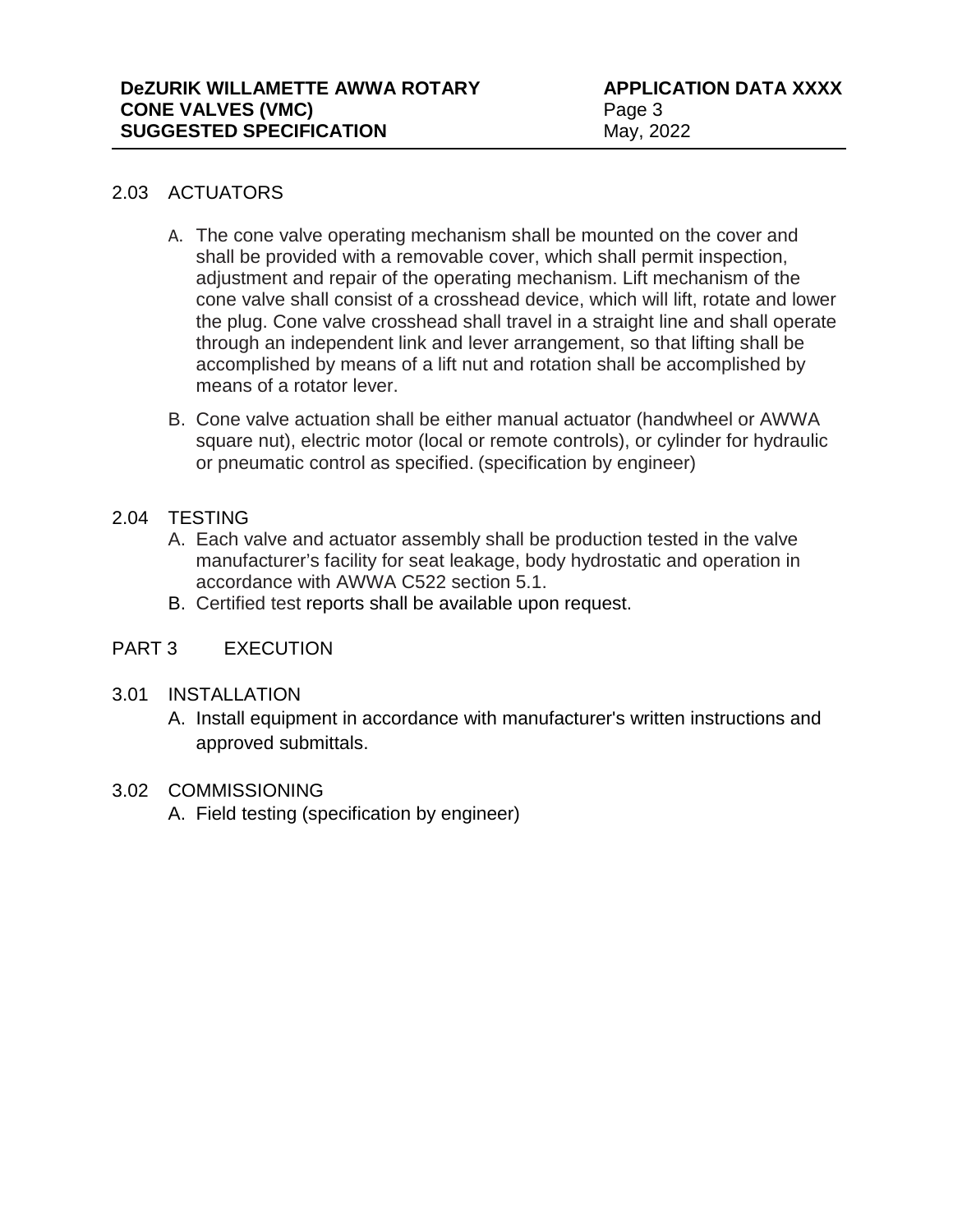## 2.03 ACTUATORS

A. The cone valve operating mechanism shall be mounted on the cover and shall be provided with a removable cover, which shall permit inspection, adjustment and repair of the operating mechanism. Lift mechanism of the cone valve shall consist of a crosshead device, which will lift, rotate and lower the plug. Cone valve crosshead shall travel in a straight line and shall operate through an independent link and lever arrangement, so that lifting shall be accomplished by means of a lift nut and rotation shall be accomplished by means of a rotator lever.

B. Cone valve actuation shall be either manual actuator (handwheel or AWWA square nut), electric motor (local or remote controls), or cylinder for hydraulic or pneumatic control as specified. (specification by engineer)

## 2.04 TESTING

A. Each valve and actuator assembly shall be production tested in the valve manufacturer's facility for seat leakage, body hydrostatic and operation in accordance with AWWA C522 section 5.1.

B. Certified test reports shall be available upon request.

# PART 3 EXECUTION

## 3.01 INSTALLATION

A. Install equipment in accordance with manufacturer's written instructions and approved submittals.

## 3.02 COMMISSIONING

A. Field testing (specification by engineer)